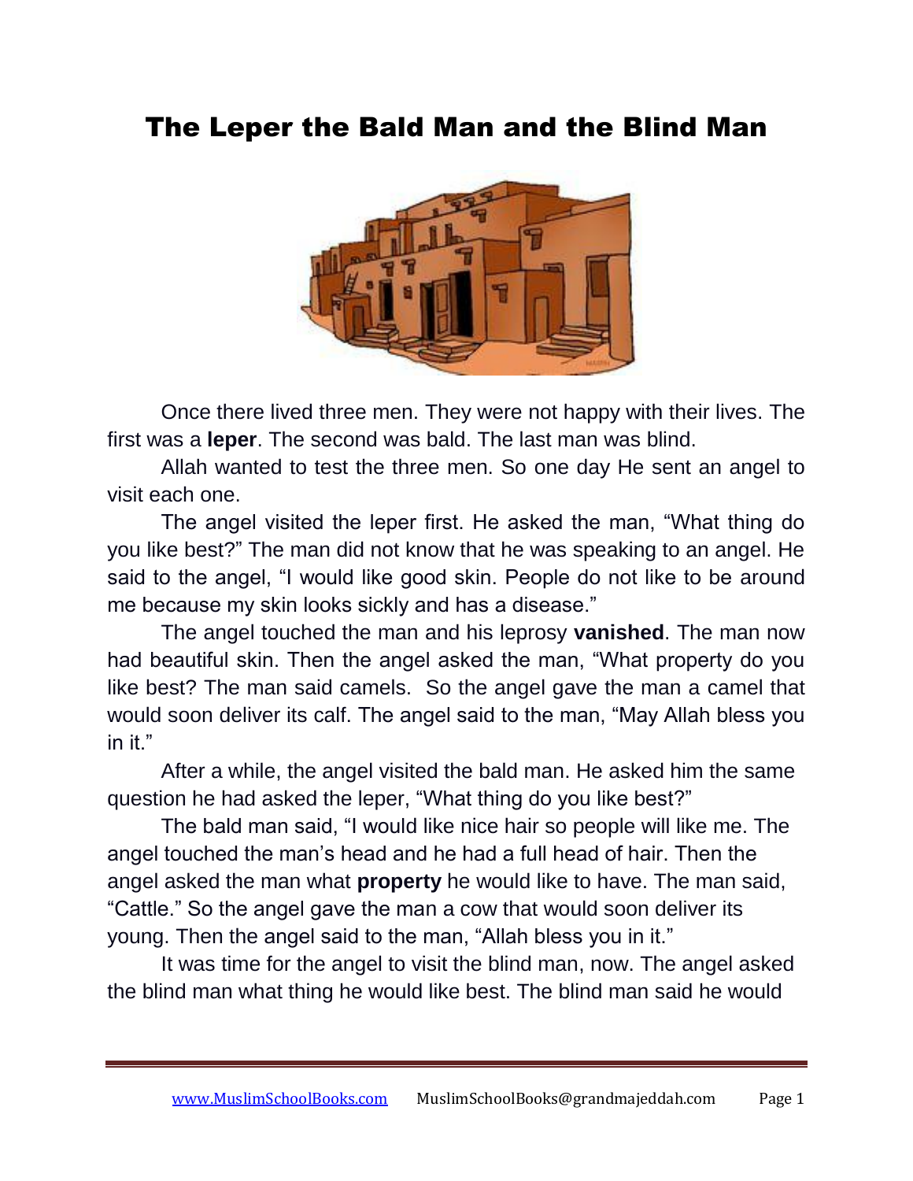# The Leper the Bald Man and the Blind Man

Once there lived three men. They were not happy with their lives. The first was a **leper**. The second was bald. The last man was blind.

Allah wanted to test the three men. So one day He sent an angel to visit each one.

The angel visited the leper first. He asked the man, "What thing do you like best?" The man did not know that he was speaking to an angel. He said to the angel, "I would like good skin. People do not like to be around me because my skin looks sickly and has a disease."

The angel touched the man and his leprosy **vanished**. The man now had beautiful skin. Then the angel asked the man, "What property do you like best? The man said camels. So the angel gave the man a camel that would soon deliver its calf. The angel said to the man, "May Allah bless you in it."

After a while, the angel visited the bald man. He asked him the same question he had asked the leper, "What thing do you like best?"

The bald man said, "I would like nice hair so people will like me. The angel touched the man's head and he had a full head of hair. Then the angel asked the man what **property** he would like to have. The man said, "Cattle." So the angel gave the man a cow that would soon deliver its young. Then the angel said to the man, "Allah bless you in it."

It was time for the angel to visit the blind man, now. The angel asked the blind man what thing he would like best. The blind man said he would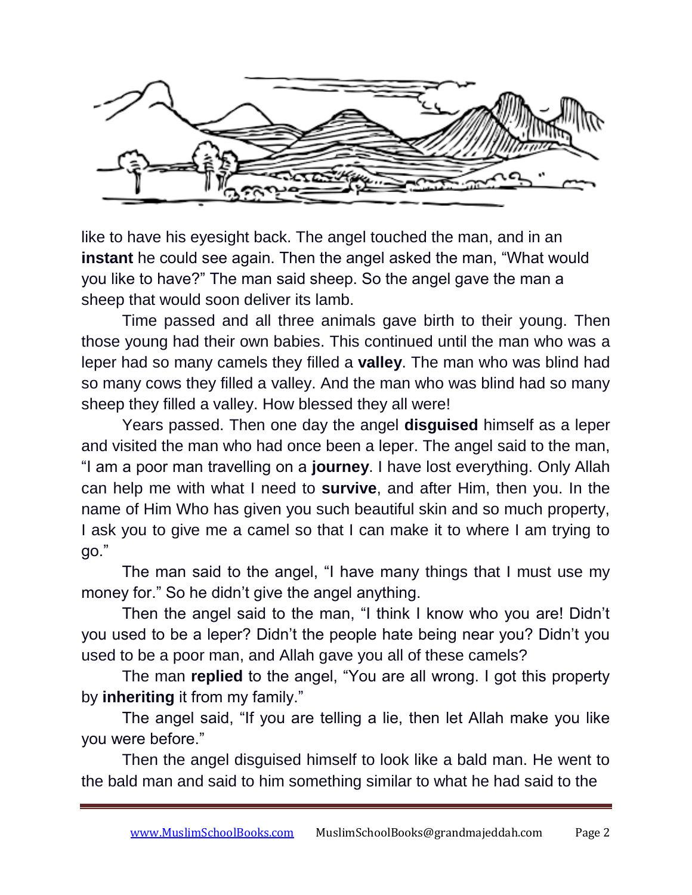like to have his eyesight back. The angel touched the man, and in an **instant** he could see again. Then the angel asked the man, "What would you like to have?" The man said sheep. So the angel gave the man a sheep that would soon deliver its lamb.

Time passed and all three animals gave birth to their young. Then those young had their own babies. This continued until the man who was a leper had so many camels they filled a **valley**. The man who was blind had so many cows they filled a valley. And the man who was blind had so many sheep they filled a valley. How blessed they all were!

Years passed. Then one day the angel **disguised** himself as a leper and visited the man who had once been a leper. The angel said to the man, "I am a poor man travelling on a **journey**. I have lost everything. Only Allah can help me with what I need to **survive**, and after Him, then you. In the name of Him Who has given you such beautiful skin and so much property, I ask you to give me a camel so that I can make it to where I am trying to go."

The man said to the angel, "I have many things that I must use my money for." So he didn't give the angel anything.

Then the angel said to the man, "I think I know who you are! Didn't you used to be a leper? Didn't the people hate being near you? Didn't you used to be a poor man, and Allah gave you all of these camels?

The man **replied** to the angel, "You are all wrong. I got this property by **inheriting** it from my family."

The angel said, "If you are telling a lie, then let Allah make you like you were before."

Then the angel disguised himself to look like a bald man. He went to the bald man and said to him something similar to what he had said to the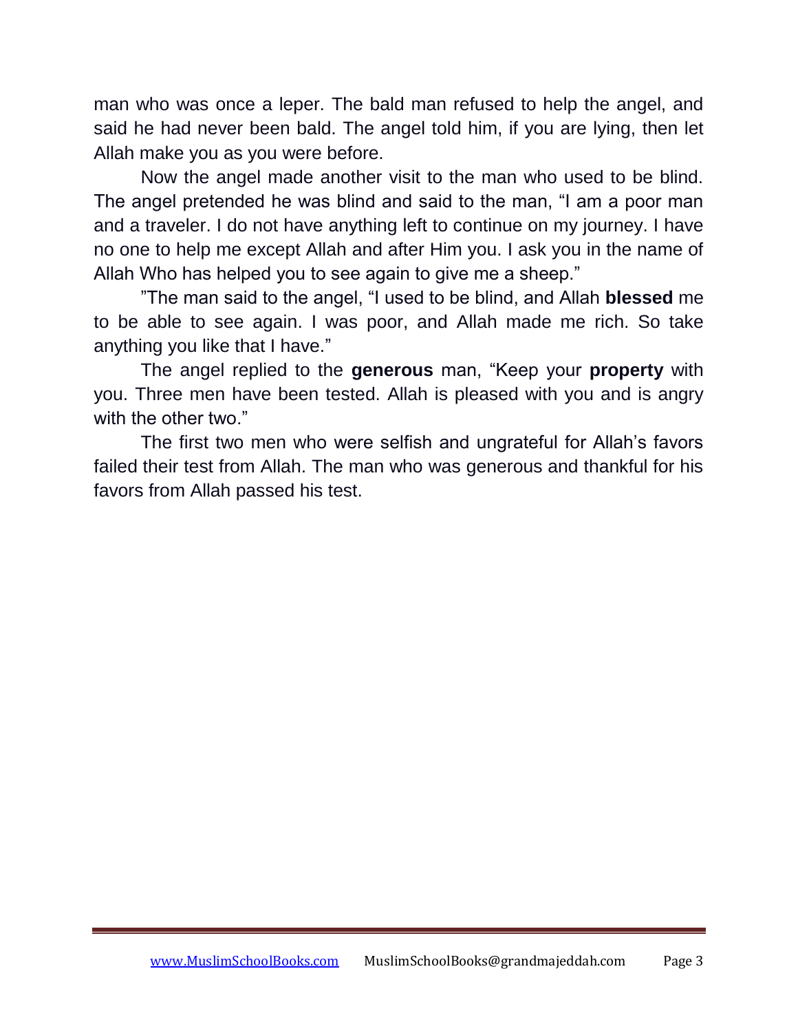man who was once a leper. The bald man refused to help the angel, and said he had never been bald. The angel told him, if you are lying, then let Allah make you as you were before.

Now the angel made another visit to the man who used to be blind. The angel pretended he was blind and said to the man, “I am a poor man and a traveler. I do not have anything left to continue on my journey. I have no one to help me except Allah and after Him you. I ask you in the name of Allah Who has helped you to see again to give me a sheep.”

”The man said to the angel, “I used to be blind, and Allah **blessed** me to be able to see again. I was poor, and Allah made me rich. So take anything you like that I have.”

The angel replied to the **generous** man, “Keep your **property** with you. Three men have been tested. Allah is pleased with you and is angry with the other two.”

The first two men who were selfish and ungrateful for Allah’s favors failed their test from Allah. The man who was generous and thankful for his favors from Allah passed his test.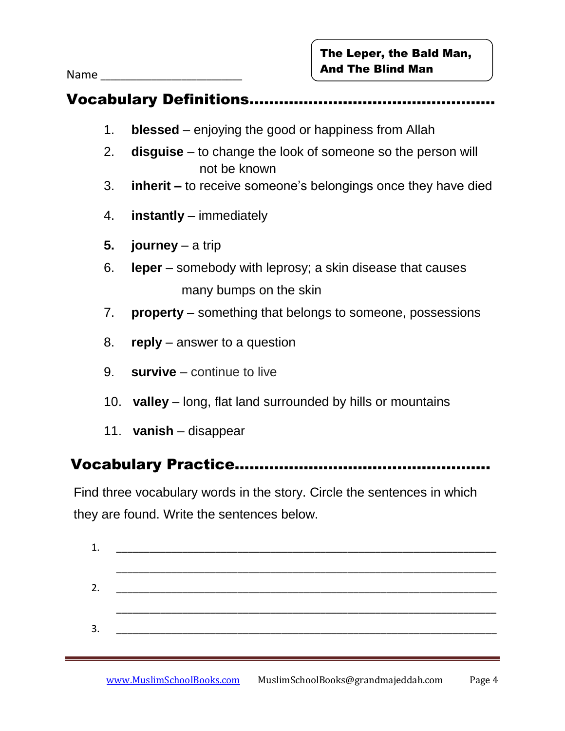Name ______________________

**The Leper, the Bald Man, And The Blind Man**

## Vocabulary Definitions

1. **blessed** – enjoying the good or happiness from Allah
2. **disguise** – to change the look of someone so the person will not be known
3. **inherit –** to receive someone's belongings once they have died
4. **instantly** – immediately
5. **journey** – a trip
6. **leper** – somebody with leprosy; a skin disease that causes many bumps on the skin
7. **property** – something that belongs to someone, possessions
8. **reply** – answer to a question
9. **survive** – continue to live
10. **valley** – long, flat land surrounded by hills or mountains
11. **vanish** – disappear

## Vocabulary Practice

Find three vocabulary words in the story. Circle the sentences in which they are found. Write the sentences below.

1. ______________________________________________________________
   ______________________________________________________________
2. ______________________________________________________________
   ______________________________________________________________
3. ______________________________________________________________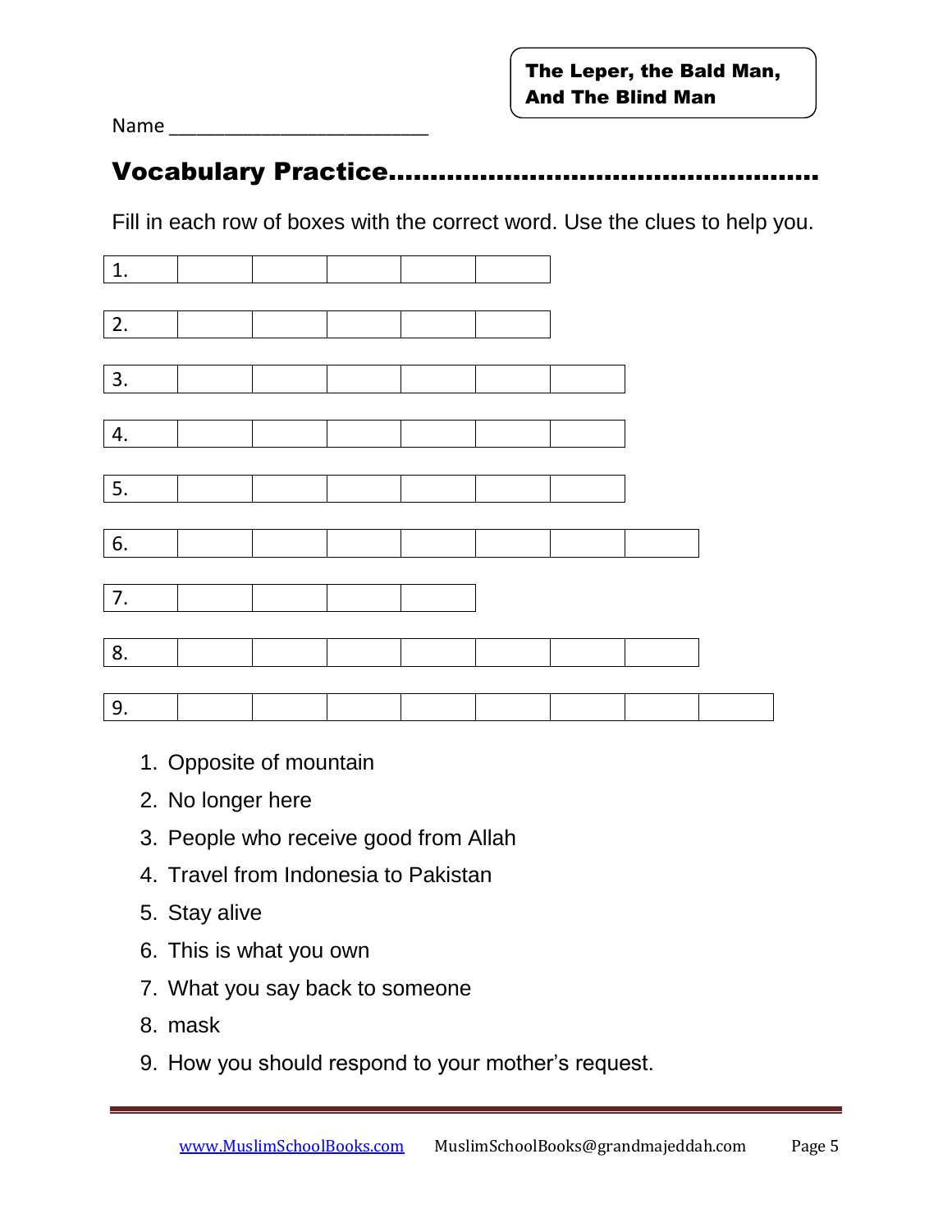**The Leper, the Bald Man, And The Blind Man**

Name ________________________

## Vocabulary Practice……………………………………………

Fill in each row of boxes with the correct word. Use the clues to help you.

| 1. | | | | | |
|---|---|---|---|---|---|

| 2. | | | | | |
|---|---|---|---|---|---|

| 3. | | | | | | |
|---|---|---|---|---|---|---|

| 4. | | | | | | |
|---|---|---|---|---|---|---|

| 5. | | | | | | |
|---|---|---|---|---|---|---|

| 6. | | | | | | | |
|---|---|---|---|---|---|---|---|

| 7. | | | | |
|---|---|---|---|---|

| 8. | | | | | | | |
|---|---|---|---|---|---|---|---|

| 9. | | | | | | | | |
|---|---|---|---|---|---|---|---|---|

1. Opposite of mountain
2. No longer here
3. People who receive good from Allah
4. Travel from Indonesia to Pakistan
5. Stay alive
6. This is what you own
7. What you say back to someone
8. mask
9. How you should respond to your mother's request.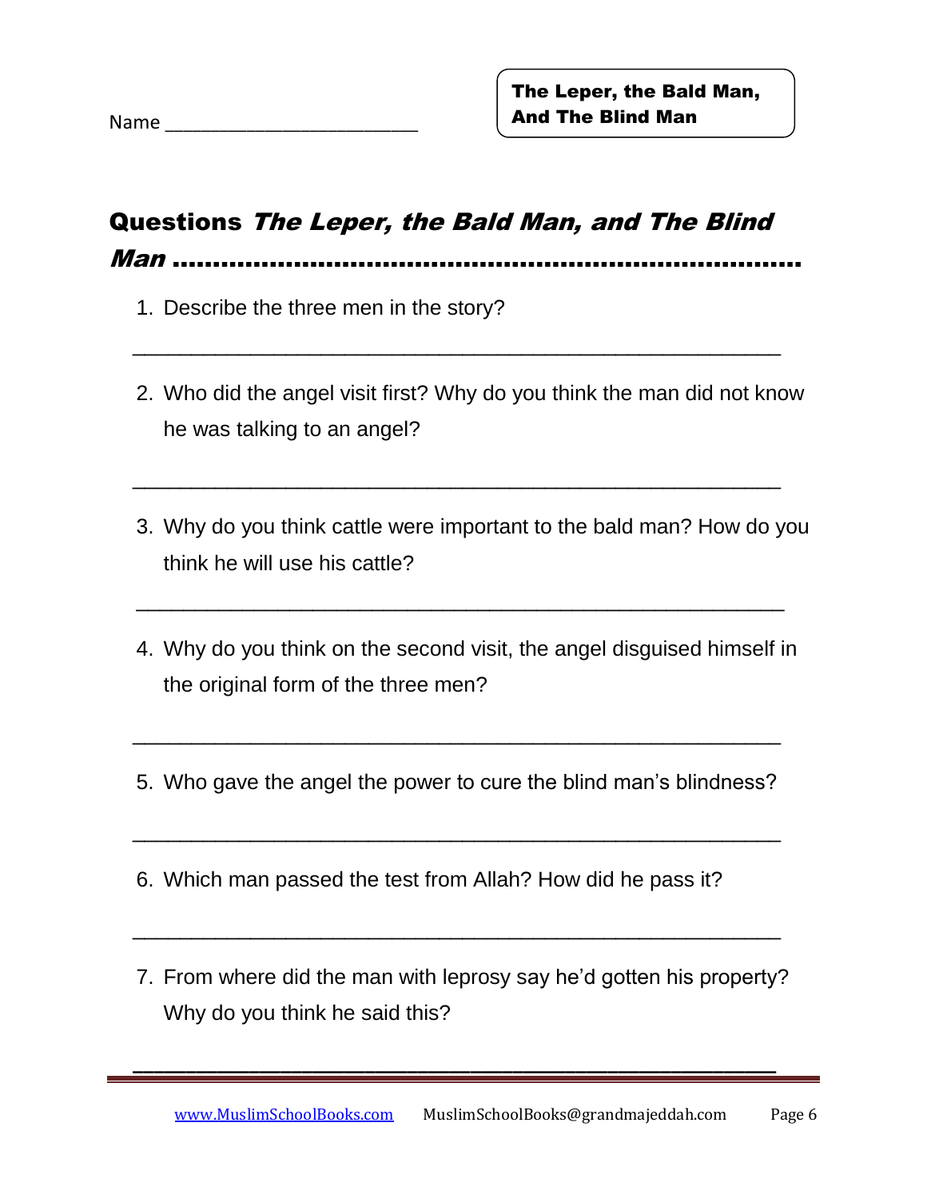Name ________________________

**The Leper, the Bald Man, And The Blind Man**

## Questions *The Leper, the Bald Man, and The Blind Man* ..........................................................................

1. Describe the three men in the story?

_____________________________________________________

2. Who did the angel visit first? Why do you think the man did not know he was talking to an angel?

_____________________________________________________

3. Why do you think cattle were important to the bald man? How do you think he will use his cattle?

_____________________________________________________

4. Why do you think on the second visit, the angel disguised himself in the original form of the three men?

_____________________________________________________

5. Who gave the angel the power to cure the blind man's blindness?

_____________________________________________________

6. Which man passed the test from Allah? How did he pass it?

_____________________________________________________

7. From where did the man with leprosy say he'd gotten his property? Why do you think he said this?

_____________________________________________________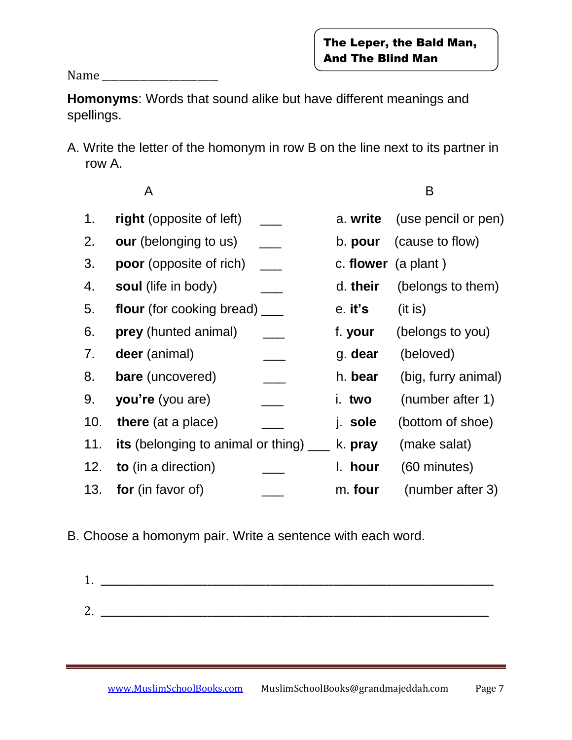**The Leper, the Bald Man, And The Blind Man**

Name ____________________

**Homonyms**: Words that sound alike but have different meanings and spellings.

A. Write the letter of the homonym in row B on the line next to its partner in row A.

| | A | | B | |
|---|---|---|---|---|
| 1. | **right** (opposite of left) | ___ | a. **write** | (use pencil or pen) |
| 2. | **our** (belonging to us) | ___ | b. **pour** | (cause to flow) |
| 3. | **poor** (opposite of rich) | ___ | c. **flower** | (a plant ) |
| 4. | **soul** (life in body) | ___ | d. **their** | (belongs to them) |
| 5. | **flour** (for cooking bread) | ___ | e. **it's** | (it is) |
| 6. | **prey** (hunted animal) | ___ | f. **your** | (belongs to you) |
| 7. | **deer** (animal) | ___ | g. **dear** | (beloved) |
| 8. | **bare** (uncovered) | ___ | h. **bear** | (big, furry animal) |
| 9. | **you're** (you are) | ___ | i. **two** | (number after 1) |
| 10. | **there** (at a place) | ___ | j. **sole** | (bottom of shoe) |
| 11. | **its** (belonging to animal or thing) | ___ | k. **pray** | (make salat) |
| 12. | **to** (in a direction) | ___ | l. **hour** | (60 minutes) |
| 13. | **for** (in favor of) | ___ | m. **four** | (number after 3) |

B. Choose a homonym pair. Write a sentence with each word.

1. ____________________________________________________________

2. ____________________________________________________________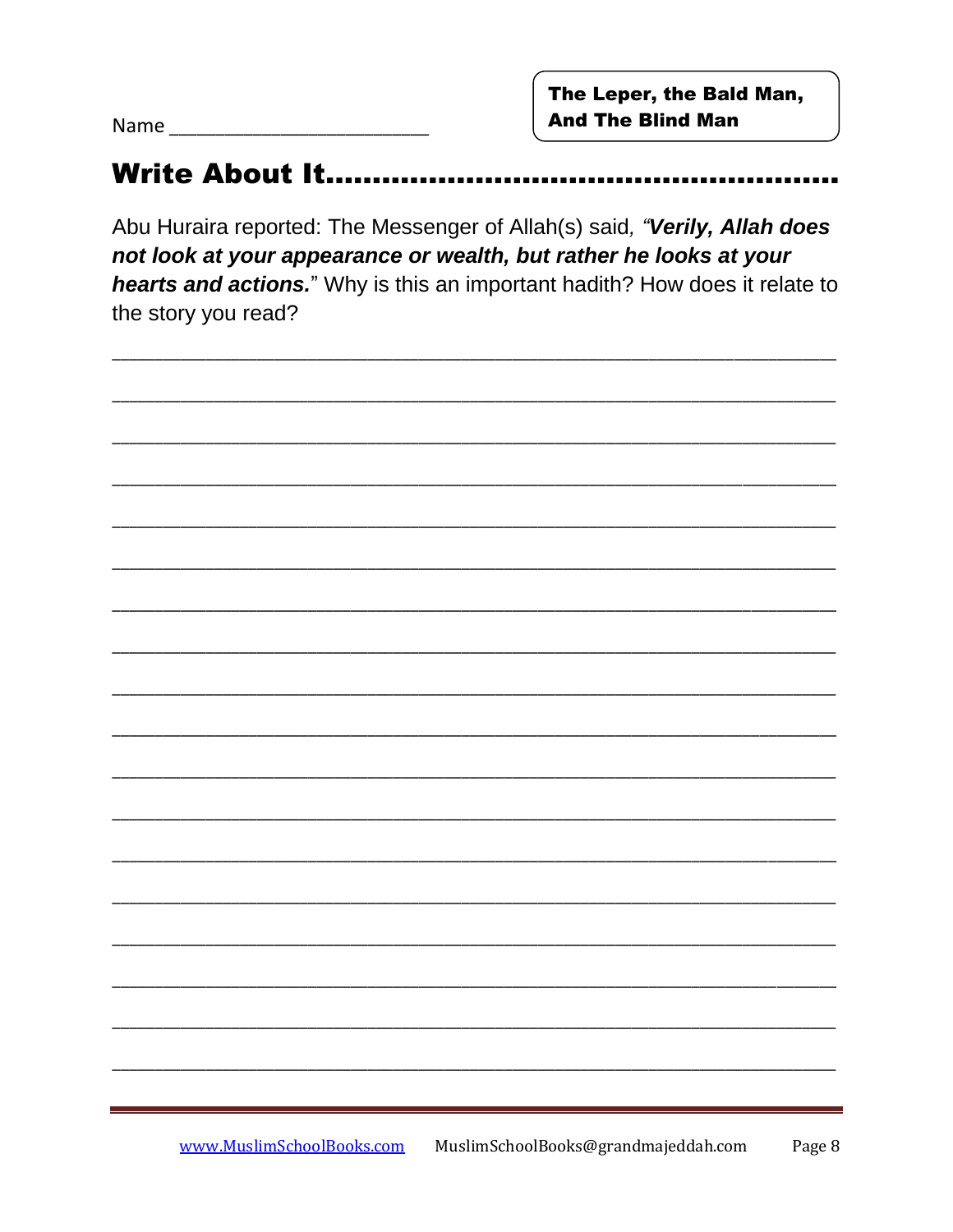Name ________________________

**The Leper, the Bald Man, And The Blind Man**

## Write About It.....................................................

Abu Huraira reported: The Messenger of Allah(s) said*, "****Verily, Allah does not look at your appearance or wealth, but rather he looks at your hearts and actions.***" Why is this an important hadith? How does it relate to the story you read?

______________________________________________________________

______________________________________________________________

______________________________________________________________

______________________________________________________________

______________________________________________________________

______________________________________________________________

______________________________________________________________

______________________________________________________________

______________________________________________________________

______________________________________________________________

______________________________________________________________

______________________________________________________________

______________________________________________________________

______________________________________________________________

______________________________________________________________

______________________________________________________________

______________________________________________________________

______________________________________________________________

www.MuslimSchoolBooks.com MuslimSchoolBooks@grandmajeddah.com